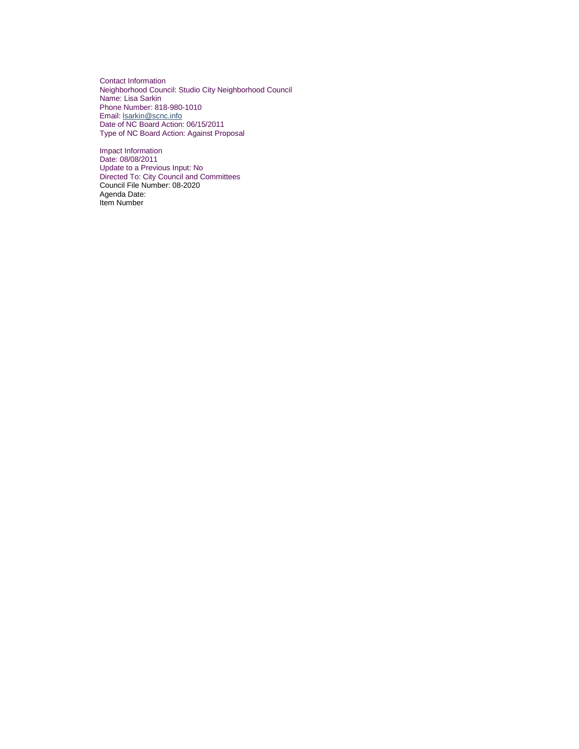Contact Information
Neighborhood Council: Studio City Neighborhood Council
Name: Lisa Sarkin
Phone Number: 818-980-1010
Email: lsarkin@scnc.info
Date of NC Board Action: 06/15/2011
Type of NC Board Action: Against Proposal

Impact Information
Date: 08/08/2011
Update to a Previous Input: No
Directed To: City Council and Committees
Council File Number: 08-2020
Agenda Date:
Item Number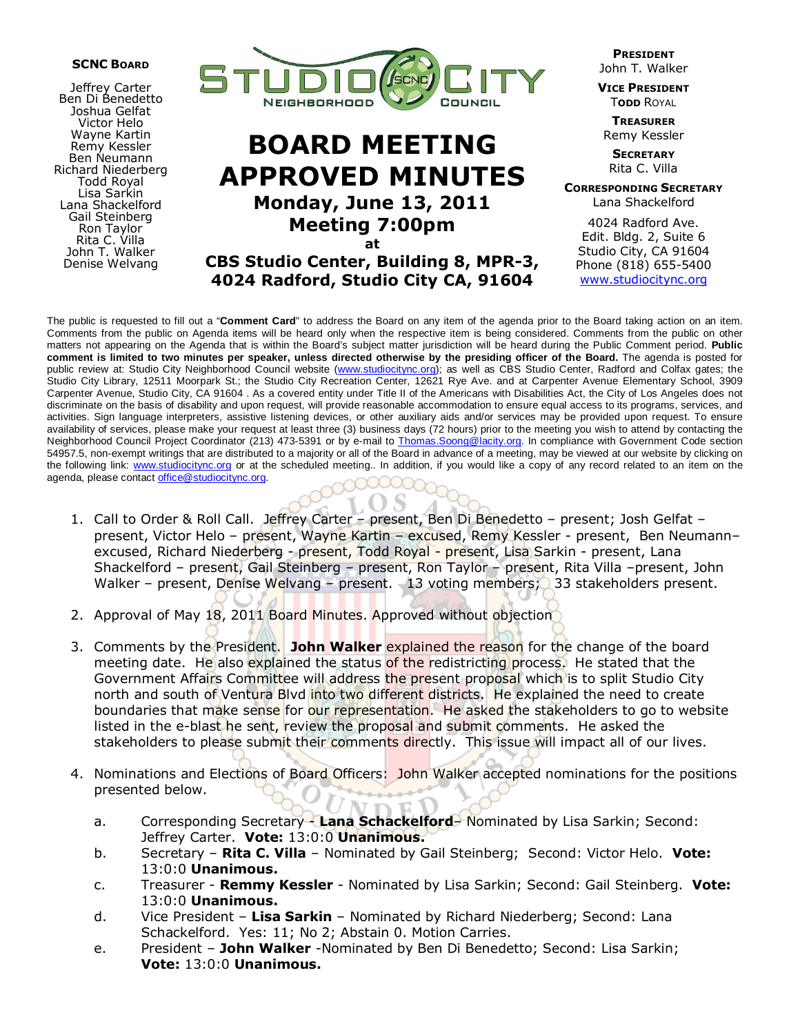**SCNC BOARD**

Jeffrey Carter
Ben Di Benedetto
Joshua Gelfat
Victor Helo
Wayne Kartin
Remy Kessler
Ben Neumann
Richard Niederberg
Todd Royal
Lisa Sarkin
Lana Shackelford
Gail Steinberg
Ron Taylor
Rita C. Villa
John T. Walker
Denise Welvang

STUDIO CITY NEIGHBORHOOD COUNCIL

# BOARD MEETING APPROVED MINUTES

## Monday, June 13, 2011
## Meeting 7:00pm
**at**
## CBS Studio Center, Building 8, MPR-3, 4024 Radford, Studio City CA, 91604

**PRESIDENT**
John T. Walker

**VICE PRESIDENT**
Todd Royal

**TREASURER**
Remy Kessler

**SECRETARY**
Rita C. Villa

**CORRESPONDING SECRETARY**
Lana Shackelford

4024 Radford Ave.
Edit. Bldg. 2, Suite 6
Studio City, CA 91604
Phone (818) 655-5400
www.studiocitync.org

The public is requested to fill out a "**Comment Card**" to address the Board on any item of the agenda prior to the Board taking action on an item. Comments from the public on Agenda items will be heard only when the respective item is being considered. Comments from the public on other matters not appearing on the Agenda that is within the Board's subject matter jurisdiction will be heard during the Public Comment period. **Public comment is limited to two minutes per speaker, unless directed otherwise by the presiding officer of the Board.** The agenda is posted for public review at: Studio City Neighborhood Council website (www.studiocitync.org); as well as CBS Studio Center, Radford and Colfax gates; the Studio City Library, 12511 Moorpark St.; the Studio City Recreation Center, 12621 Rye Ave. and at Carpenter Avenue Elementary School, 3909 Carpenter Avenue, Studio City, CA 91604 . As a covered entity under Title II of the Americans with Disabilities Act, the City of Los Angeles does not discriminate on the basis of disability and upon request, will provide reasonable accommodation to ensure equal access to its programs, services, and activities. Sign language interpreters, assistive listening devices, or other auxiliary aids and/or services may be provided upon request. To ensure availability of services, please make your request at least three (3) business days (72 hours) prior to the meeting you wish to attend by contacting the Neighborhood Council Project Coordinator (213) 473-5391 or by e-mail to Thomas.Soong@lacity.org. In compliance with Government Code section 54957.5, non-exempt writings that are distributed to a majority or all of the Board in advance of a meeting, may be viewed at our website by clicking on the following link: www.studiocitync.org or at the scheduled meeting.. In addition, if you would like a copy of any record related to an item on the agenda, please contact office@studiocitync.org.

1. Call to Order & Roll Call. Jeffrey Carter – present, Ben Di Benedetto – present; Josh Gelfat – present, Victor Helo – present, Wayne Kartin – excused, Remy Kessler - present, Ben Neumann– excused, Richard Niederberg - present, Todd Royal - present, Lisa Sarkin - present, Lana Shackelford – present, Gail Steinberg – present, Ron Taylor – present, Rita Villa –present, John Walker – present, Denise Welvang – present. 13 voting members; 33 stakeholders present.

2. Approval of May 18, 2011 Board Minutes. Approved without objection

3. Comments by the President. **John Walker** explained the reason for the change of the board meeting date. He also explained the status of the redistricting process. He stated that the Government Affairs Committee will address the present proposal which is to split Studio City north and south of Ventura Blvd into two different districts. He explained the need to create boundaries that make sense for our representation. He asked the stakeholders to go to website listed in the e-blast he sent, review the proposal and submit comments. He asked the stakeholders to please submit their comments directly. This issue will impact all of our lives.

4. Nominations and Elections of Board Officers: John Walker accepted nominations for the positions presented below.

   a. Corresponding Secretary - **Lana Schackelford**– Nominated by Lisa Sarkin; Second: Jeffrey Carter. **Vote:** 13:0:0 **Unanimous.**
   b. Secretary – **Rita C. Villa** – Nominated by Gail Steinberg; Second: Victor Helo. **Vote:** 13:0:0 **Unanimous.**
   c. Treasurer - **Remmy Kessler** - Nominated by Lisa Sarkin; Second: Gail Steinberg. **Vote:** 13:0:0 **Unanimous.**
   d. Vice President – **Lisa Sarkin** – Nominated by Richard Niederberg; Second: Lana Schackelford. Yes: 11; No 2; Abstain 0. Motion Carries.
   e. President – **John Walker** -Nominated by Ben Di Benedetto; Second: Lisa Sarkin; **Vote:** 13:0:0 **Unanimous.**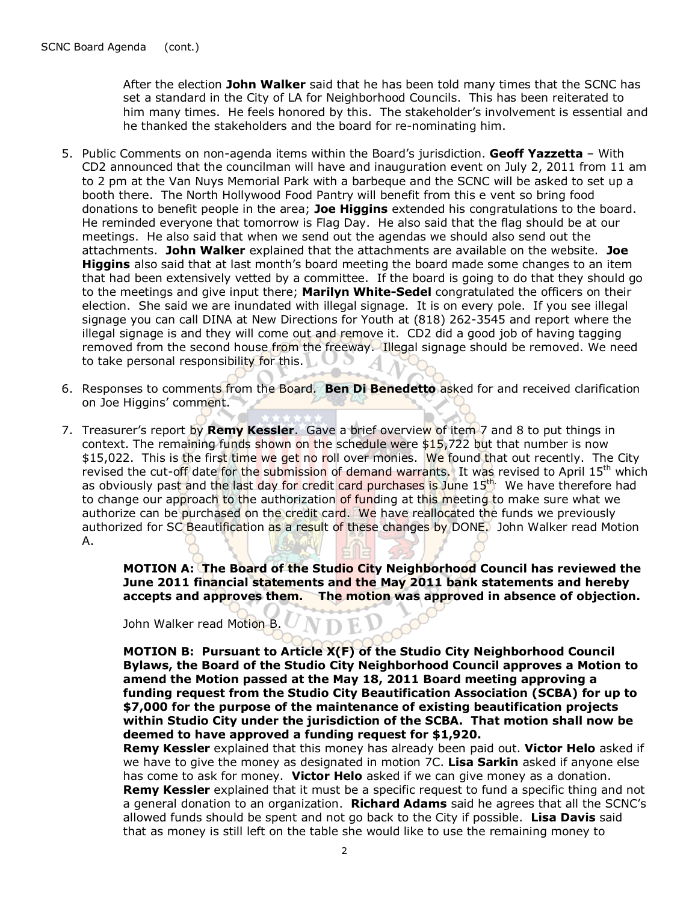After the election **John Walker** said that he has been told many times that the SCNC has set a standard in the City of LA for Neighborhood Councils. This has been reiterated to him many times. He feels honored by this. The stakeholder's involvement is essential and he thanked the stakeholders and the board for re-nominating him.

5. Public Comments on non-agenda items within the Board's jurisdiction. **Geoff Yazzetta** – With CD2 announced that the councilman will have and inauguration event on July 2, 2011 from 11 am to 2 pm at the Van Nuys Memorial Park with a barbeque and the SCNC will be asked to set up a booth there. The North Hollywood Food Pantry will benefit from this e vent so bring food donations to benefit people in the area; **Joe Higgins** extended his congratulations to the board. He reminded everyone that tomorrow is Flag Day. He also said that the flag should be at our meetings. He also said that when we send out the agendas we should also send out the attachments. **John Walker** explained that the attachments are available on the website. **Joe Higgins** also said that at last month's board meeting the board made some changes to an item that had been extensively vetted by a committee. If the board is going to do that they should go to the meetings and give input there; **Marilyn White-Sedel** congratulated the officers on their election. She said we are inundated with illegal signage. It is on every pole. If you see illegal signage you can call DINA at New Directions for Youth at (818) 262-3545 and report where the illegal signage is and they will come out and remove it. CD2 did a good job of having tagging removed from the second house from the freeway. Illegal signage should be removed. We need to take personal responsibility for this.

6. Responses to comments from the Board. **Ben Di Benedetto** asked for and received clarification on Joe Higgins' comment.

7. Treasurer's report by **Remy Kessler**. Gave a brief overview of item 7 and 8 to put things in context. The remaining funds shown on the schedule were $15,722 but that number is now $15,022. This is the first time we get no roll over monies. We found that out recently. The City revised the cut-off date for the submission of demand warrants. It was revised to April 15th which as obviously past and the last day for credit card purchases is June 15th. We have therefore had to change our approach to the authorization of funding at this meeting to make sure what we authorize can be purchased on the credit card. We have reallocated the funds we previously authorized for SC Beautification as a result of these changes by DONE. John Walker read Motion A.

   **MOTION A: The Board of the Studio City Neighborhood Council has reviewed the June 2011 financial statements and the May 2011 bank statements and hereby accepts and approves them. The motion was approved in absence of objection.**

   John Walker read Motion B.

   **MOTION B: Pursuant to Article X(F) of the Studio City Neighborhood Council Bylaws, the Board of the Studio City Neighborhood Council approves a Motion to amend the Motion passed at the May 18, 2011 Board meeting approving a funding request from the Studio City Beautification Association (SCBA) for up to $7,000 for the purpose of the maintenance of existing beautification projects within Studio City under the jurisdiction of the SCBA. That motion shall now be deemed to have approved a funding request for $1,920.**

   **Remy Kessler** explained that this money has already been paid out. **Victor Helo** asked if we have to give the money as designated in motion 7C. **Lisa Sarkin** asked if anyone else has come to ask for money. **Victor Helo** asked if we can give money as a donation. **Remy Kessler** explained that it must be a specific request to fund a specific thing and not a general donation to an organization. **Richard Adams** said he agrees that all the SCNC's allowed funds should be spent and not go back to the City if possible. **Lisa Davis** said that as money is still left on the table she would like to use the remaining money to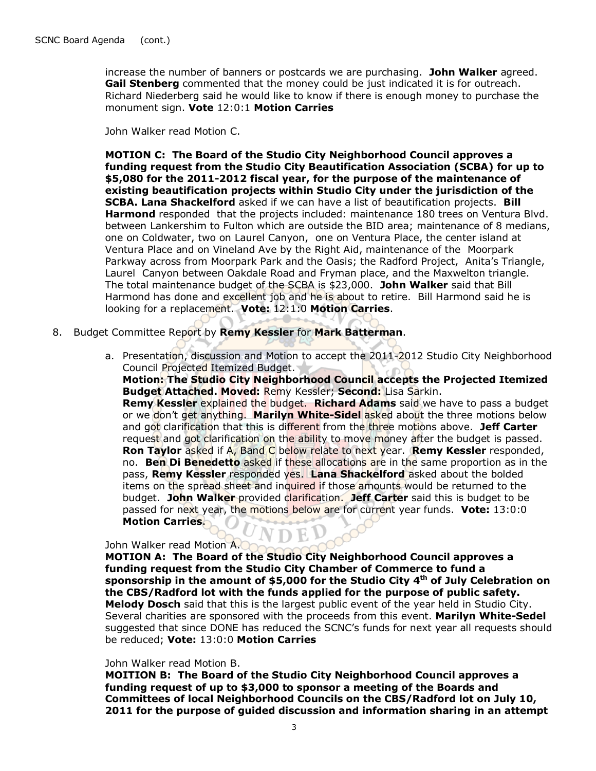increase the number of banners or postcards we are purchasing. **John Walker** agreed. **Gail Stenberg** commented that the money could be just indicated it is for outreach. Richard Niederberg said he would like to know if there is enough money to purchase the monument sign. **Vote** 12:0:1 **Motion Carries**

John Walker read Motion C.

**MOTION C: The Board of the Studio City Neighborhood Council approves a funding request from the Studio City Beautification Association (SCBA) for up to $5,080 for the 2011-2012 fiscal year, for the purpose of the maintenance of existing beautification projects within Studio City under the jurisdiction of the SCBA. Lana Shackelford** asked if we can have a list of beautification projects. **Bill Harmond** responded that the projects included: maintenance 180 trees on Ventura Blvd. between Lankershim to Fulton which are outside the BID area; maintenance of 8 medians, one on Coldwater, two on Laurel Canyon, one on Ventura Place, the center island at Ventura Place and on Vineland Ave by the Right Aid, maintenance of the Moorpark Parkway across from Moorpark Park and the Oasis; the Radford Project, Anita's Triangle, Laurel Canyon between Oakdale Road and Fryman place, and the Maxwelton triangle. The total maintenance budget of the SCBA is $23,000. **John Walker** said that Bill Harmond has done and excellent job and he is about to retire. Bill Harmond said he is looking for a replacement. **Vote:** 12:1:0 **Motion Carries**.

8. Budget Committee Report by **Remy Kessler** for **Mark Batterman**.

    a. Presentation, discussion and Motion to accept the 2011-2012 Studio City Neighborhood Council Projected Itemized Budget.
    **Motion: The Studio City Neighborhood Council accepts the Projected Itemized Budget Attached. Moved:** Remy Kessler; **Second:** Lisa Sarkin.
    **Remy Kessler** explained the budget. **Richard Adams** said we have to pass a budget or we don't get anything. **Marilyn White-Sidel** asked about the three motions below and got clarification that this is different from the three motions above. **Jeff Carter** request and got clarification on the ability to move money after the budget is passed. **Ron Taylor** asked if A, Band C below relate to next year. **Remy Kessler** responded, no. **Ben Di Benedetto** asked if these allocations are in the same proportion as in the pass, **Remy Kessler** responded yes. **Lana Shackelford** asked about the bolded items on the spread sheet and inquired if those amounts would be returned to the budget. **John Walker** provided clarification. **Jeff Carter** said this is budget to be passed for next year, the motions below are for current year funds. **Vote:** 13:0:0 **Motion Carries**.

John Walker read Motion A.

**MOTION A: The Board of the Studio City Neighborhood Council approves a funding request from the Studio City Chamber of Commerce to fund a sponsorship in the amount of $5,000 for the Studio City 4th of July Celebration on the CBS/Radford lot with the funds applied for the purpose of public safety. Melody Dosch** said that this is the largest public event of the year held in Studio City. Several charities are sponsored with the proceeds from this event. **Marilyn White-Sedel** suggested that since DONE has reduced the SCNC's funds for next year all requests should be reduced; **Vote:** 13:0:0 **Motion Carries**

John Walker read Motion B.

**MOITION B: The Board of the Studio City Neighborhood Council approves a funding request of up to $3,000 to sponsor a meeting of the Boards and Committees of local Neighborhood Councils on the CBS/Radford lot on July 10, 2011 for the purpose of guided discussion and information sharing in an attempt**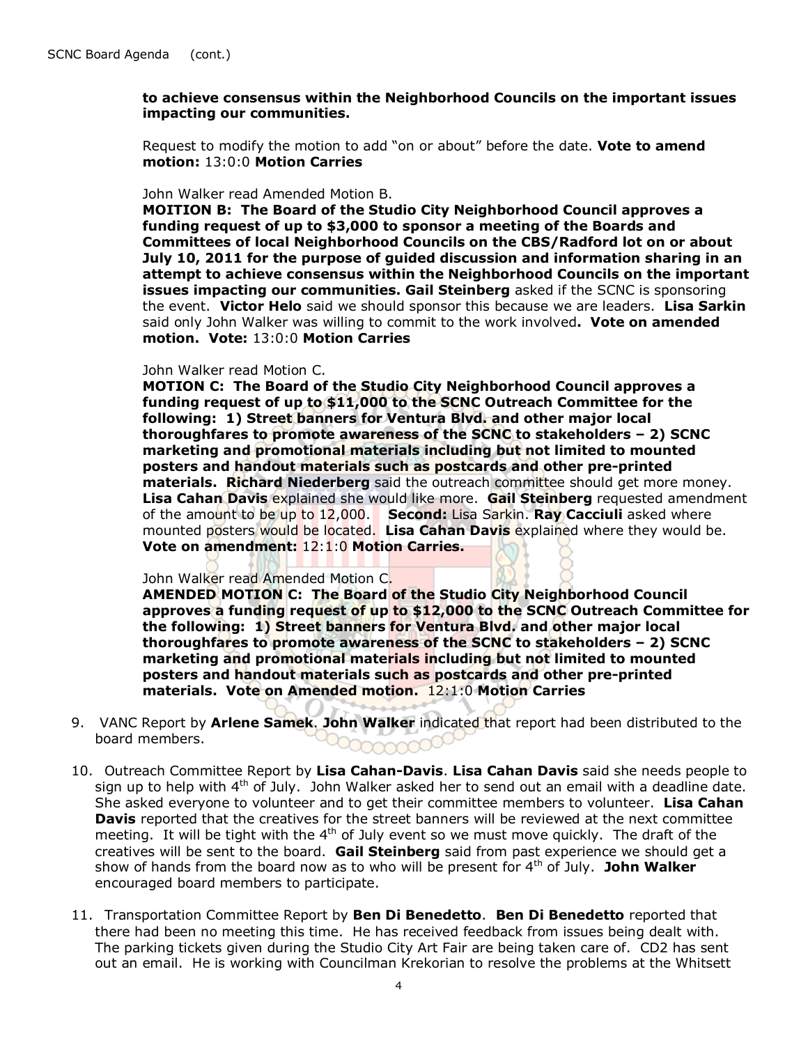**to achieve consensus within the Neighborhood Councils on the important issues impacting our communities.**

Request to modify the motion to add "on or about" before the date. **Vote to amend motion:** 13:0:0 **Motion Carries**

John Walker read Amended Motion B.

**MOITION B: The Board of the Studio City Neighborhood Council approves a funding request of up to $3,000 to sponsor a meeting of the Boards and Committees of local Neighborhood Councils on the CBS/Radford lot on or about July 10, 2011 for the purpose of guided discussion and information sharing in an attempt to achieve consensus within the Neighborhood Councils on the important issues impacting our communities. Gail Steinberg** asked if the SCNC is sponsoring the event. **Victor Helo** said we should sponsor this because we are leaders. **Lisa Sarkin** said only John Walker was willing to commit to the work involved**. Vote on amended motion. Vote:** 13:0:0 **Motion Carries**

John Walker read Motion C.

**MOTION C: The Board of the Studio City Neighborhood Council approves a funding request of up to $11,000 to the SCNC Outreach Committee for the following: 1) Street banners for Ventura Blvd. and other major local thoroughfares to promote awareness of the SCNC to stakeholders – 2) SCNC marketing and promotional materials including but not limited to mounted posters and handout materials such as postcards and other pre-printed materials. Richard Niederberg** said the outreach committee should get more money. **Lisa Cahan Davis** explained she would like more. **Gail Steinberg** requested amendment of the amount to be up to 12,000. **Second:** Lisa Sarkin. **Ray Cacciuli** asked where mounted posters would be located. **Lisa Cahan Davis** explained where they would be. **Vote on amendment:** 12:1:0 **Motion Carries.**

John Walker read Amended Motion C.

**AMENDED MOTION C: The Board of the Studio City Neighborhood Council approves a funding request of up to $12,000 to the SCNC Outreach Committee for the following: 1) Street banners for Ventura Blvd. and other major local thoroughfares to promote awareness of the SCNC to stakeholders – 2) SCNC marketing and promotional materials including but not limited to mounted posters and handout materials such as postcards and other pre-printed materials. Vote on Amended motion.** 12:1:0 **Motion Carries**

9. VANC Report by **Arlene Samek**. **John Walker** indicated that report had been distributed to the board members.

10. Outreach Committee Report by **Lisa Cahan-Davis**. **Lisa Cahan Davis** said she needs people to sign up to help with 4th of July. John Walker asked her to send out an email with a deadline date. She asked everyone to volunteer and to get their committee members to volunteer. **Lisa Cahan Davis** reported that the creatives for the street banners will be reviewed at the next committee meeting. It will be tight with the 4th of July event so we must move quickly. The draft of the creatives will be sent to the board. **Gail Steinberg** said from past experience we should get a show of hands from the board now as to who will be present for 4th of July. **John Walker** encouraged board members to participate.

11. Transportation Committee Report by **Ben Di Benedetto**. **Ben Di Benedetto** reported that there had been no meeting this time. He has received feedback from issues being dealt with. The parking tickets given during the Studio City Art Fair are being taken care of. CD2 has sent out an email. He is working with Councilman Krekorian to resolve the problems at the Whitsett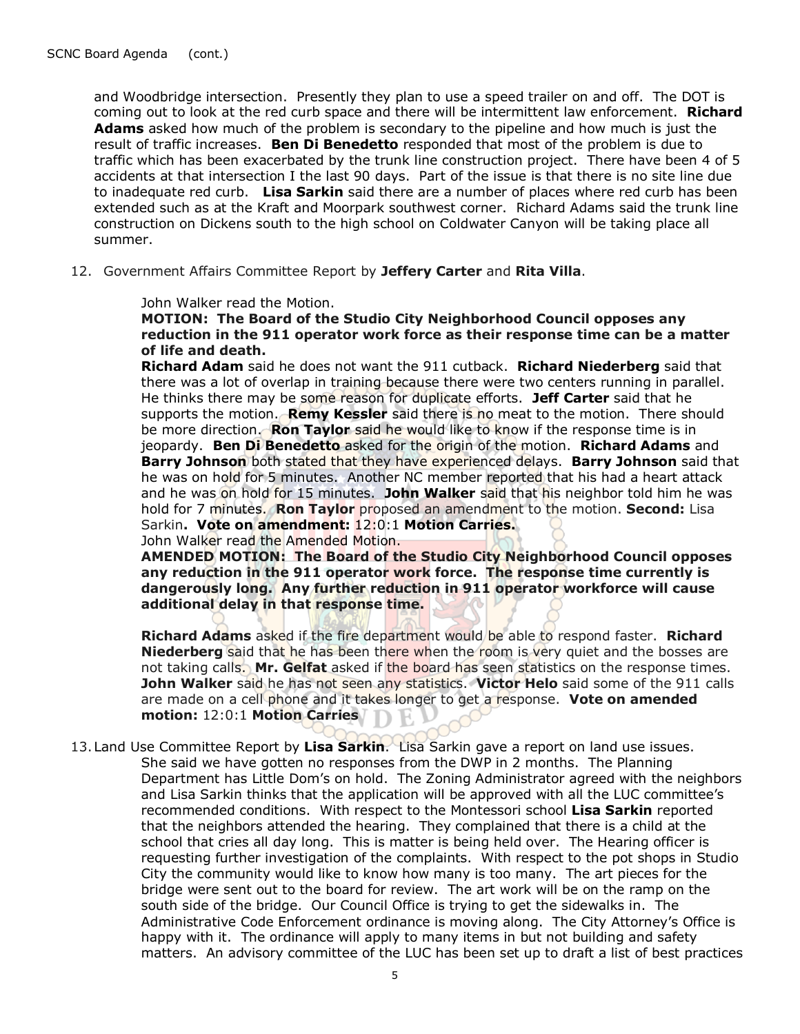and Woodbridge intersection. Presently they plan to use a speed trailer on and off. The DOT is coming out to look at the red curb space and there will be intermittent law enforcement. **Richard Adams** asked how much of the problem is secondary to the pipeline and how much is just the result of traffic increases. **Ben Di Benedetto** responded that most of the problem is due to traffic which has been exacerbated by the trunk line construction project. There have been 4 of 5 accidents at that intersection I the last 90 days. Part of the issue is that there is no site line due to inadequate red curb. **Lisa Sarkin** said there are a number of places where red curb has been extended such as at the Kraft and Moorpark southwest corner. Richard Adams said the trunk line construction on Dickens south to the high school on Coldwater Canyon will be taking place all summer.

12. Government Affairs Committee Report by **Jeffery Carter** and **Rita Villa**.

    John Walker read the Motion.

    **MOTION: The Board of the Studio City Neighborhood Council opposes any reduction in the 911 operator work force as their response time can be a matter of life and death.**

    **Richard Adam** said he does not want the 911 cutback. **Richard Niederberg** said that there was a lot of overlap in training because there were two centers running in parallel. He thinks there may be some reason for duplicate efforts. **Jeff Carter** said that he supports the motion. **Remy Kessler** said there is no meat to the motion. There should be more direction. **Ron Taylor** said he would like to know if the response time is in jeopardy. **Ben Di Benedetto** asked for the origin of the motion. **Richard Adams** and **Barry Johnson** both stated that they have experienced delays. **Barry Johnson** said that he was on hold for 5 minutes. Another NC member reported that his had a heart attack and he was on hold for 15 minutes. **John Walker** said that his neighbor told him he was hold for 7 minutes. **Ron Taylor** proposed an amendment to the motion. **Second:** Lisa Sarkin**. Vote on amendment:** 12:0:1 **Motion Carries.**

    John Walker read the Amended Motion.

    **AMENDED MOTION: The Board of the Studio City Neighborhood Council opposes any reduction in the 911 operator work force. The response time currently is dangerously long. Any further reduction in 911 operator workforce will cause additional delay in that response time.**

    **Richard Adams** asked if the fire department would be able to respond faster. **Richard Niederberg** said that he has been there when the room is very quiet and the bosses are not taking calls. **Mr. Gelfat** asked if the board has seen statistics on the response times. **John Walker** said he has not seen any statistics. **Victor Helo** said some of the 911 calls are made on a cell phone and it takes longer to get a response. **Vote on amended motion:** 12:0:1 **Motion Carries**

13. Land Use Committee Report by **Lisa Sarkin**. Lisa Sarkin gave a report on land use issues. She said we have gotten no responses from the DWP in 2 months. The Planning Department has Little Dom's on hold. The Zoning Administrator agreed with the neighbors and Lisa Sarkin thinks that the application will be approved with all the LUC committee's recommended conditions. With respect to the Montessori school **Lisa Sarkin** reported that the neighbors attended the hearing. They complained that there is a child at the school that cries all day long. This is matter is being held over. The Hearing officer is requesting further investigation of the complaints. With respect to the pot shops in Studio City the community would like to know how many is too many. The art pieces for the bridge were sent out to the board for review. The art work will be on the ramp on the south side of the bridge. Our Council Office is trying to get the sidewalks in. The Administrative Code Enforcement ordinance is moving along. The City Attorney's Office is happy with it. The ordinance will apply to many items in but not building and safety matters. An advisory committee of the LUC has been set up to draft a list of best practices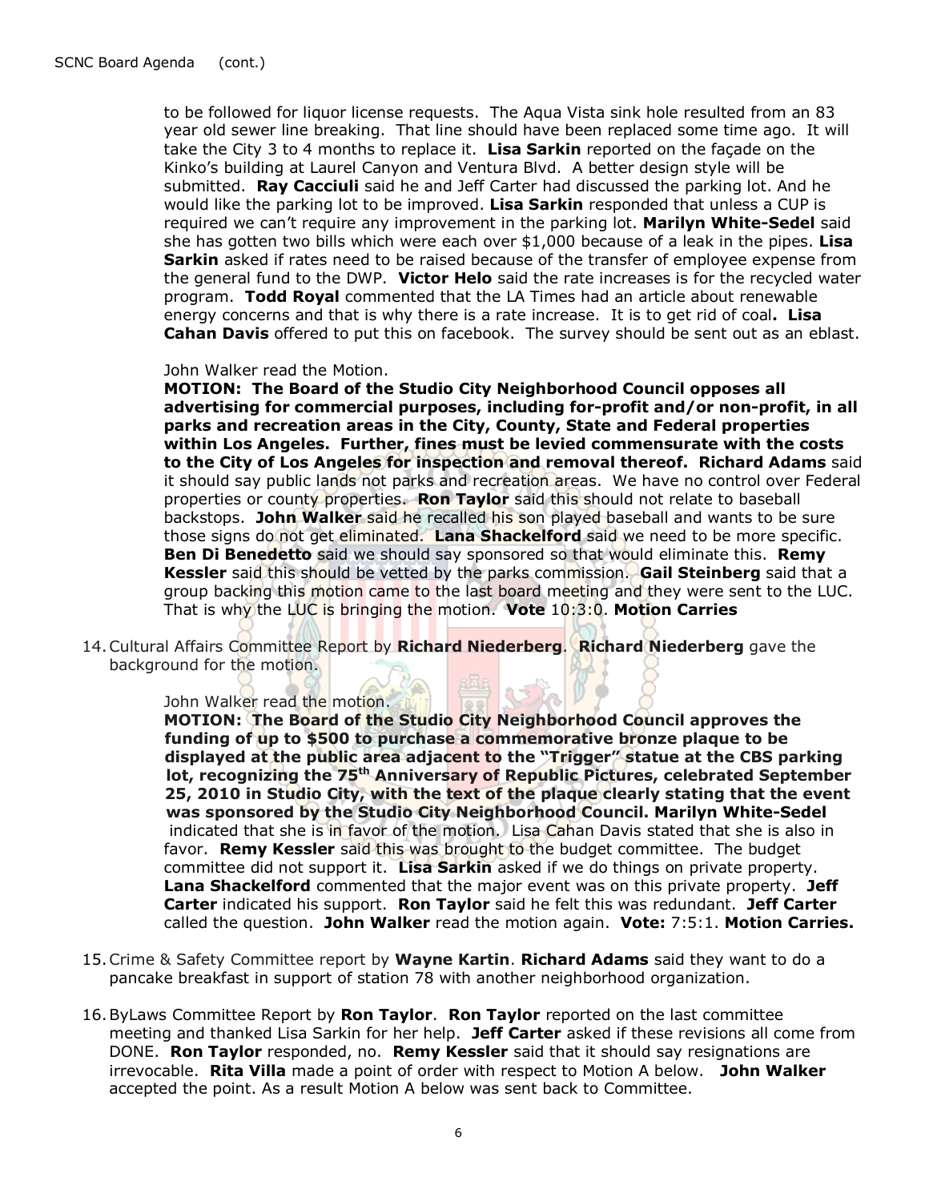to be followed for liquor license requests. The Aqua Vista sink hole resulted from an 83 year old sewer line breaking. That line should have been replaced some time ago. It will take the City 3 to 4 months to replace it. **Lisa Sarkin** reported on the façade on the Kinko's building at Laurel Canyon and Ventura Blvd. A better design style will be submitted. **Ray Cacciuli** said he and Jeff Carter had discussed the parking lot. And he would like the parking lot to be improved. **Lisa Sarkin** responded that unless a CUP is required we can't require any improvement in the parking lot. **Marilyn White-Sedel** said she has gotten two bills which were each over $1,000 because of a leak in the pipes. **Lisa Sarkin** asked if rates need to be raised because of the transfer of employee expense from the general fund to the DWP. **Victor Helo** said the rate increases is for the recycled water program. **Todd Royal** commented that the LA Times had an article about renewable energy concerns and that is why there is a rate increase. It is to get rid of coal**. Lisa Cahan Davis** offered to put this on facebook. The survey should be sent out as an eblast.

John Walker read the Motion.
**MOTION: The Board of the Studio City Neighborhood Council opposes all advertising for commercial purposes, including for-profit and/or non-profit, in all parks and recreation areas in the City, County, State and Federal properties within Los Angeles. Further, fines must be levied commensurate with the costs to the City of Los Angeles for inspection and removal thereof. Richard Adams** said it should say public lands not parks and recreation areas. We have no control over Federal properties or county properties. **Ron Taylor** said this should not relate to baseball backstops. **John Walker** said he recalled his son played baseball and wants to be sure those signs do not get eliminated. **Lana Shackelford** said we need to be more specific. **Ben Di Benedetto** said we should say sponsored so that would eliminate this. **Remy Kessler** said this should be vetted by the parks commission. **Gail Steinberg** said that a group backing this motion came to the last board meeting and they were sent to the LUC. That is why the LUC is bringing the motion. **Vote** 10:3:0. **Motion Carries**

14. Cultural Affairs Committee Report by **Richard Niederberg**. **Richard Niederberg** gave the background for the motion.

    John Walker read the motion.
    **MOTION: The Board of the Studio City Neighborhood Council approves the funding of up to $500 to purchase a commemorative bronze plaque to be displayed at the public area adjacent to the "Trigger" statue at the CBS parking lot, recognizing the 75th Anniversary of Republic Pictures, celebrated September 25, 2010 in Studio City, with the text of the plaque clearly stating that the event was sponsored by the Studio City Neighborhood Council. Marilyn White-Sedel** indicated that she is in favor of the motion. Lisa Cahan Davis stated that she is also in favor. **Remy Kessler** said this was brought to the budget committee. The budget committee did not support it. **Lisa Sarkin** asked if we do things on private property. **Lana Shackelford** commented that the major event was on this private property. **Jeff Carter** indicated his support. **Ron Taylor** said he felt this was redundant. **Jeff Carter** called the question. **John Walker** read the motion again. **Vote:** 7:5:1. **Motion Carries.**

15. Crime & Safety Committee report by **Wayne Kartin**. **Richard Adams** said they want to do a pancake breakfast in support of station 78 with another neighborhood organization.

16. ByLaws Committee Report by **Ron Taylor**. **Ron Taylor** reported on the last committee meeting and thanked Lisa Sarkin for her help. **Jeff Carter** asked if these revisions all come from DONE. **Ron Taylor** responded, no. **Remy Kessler** said that it should say resignations are irrevocable. **Rita Villa** made a point of order with respect to Motion A below. **John Walker** accepted the point. As a result Motion A below was sent back to Committee.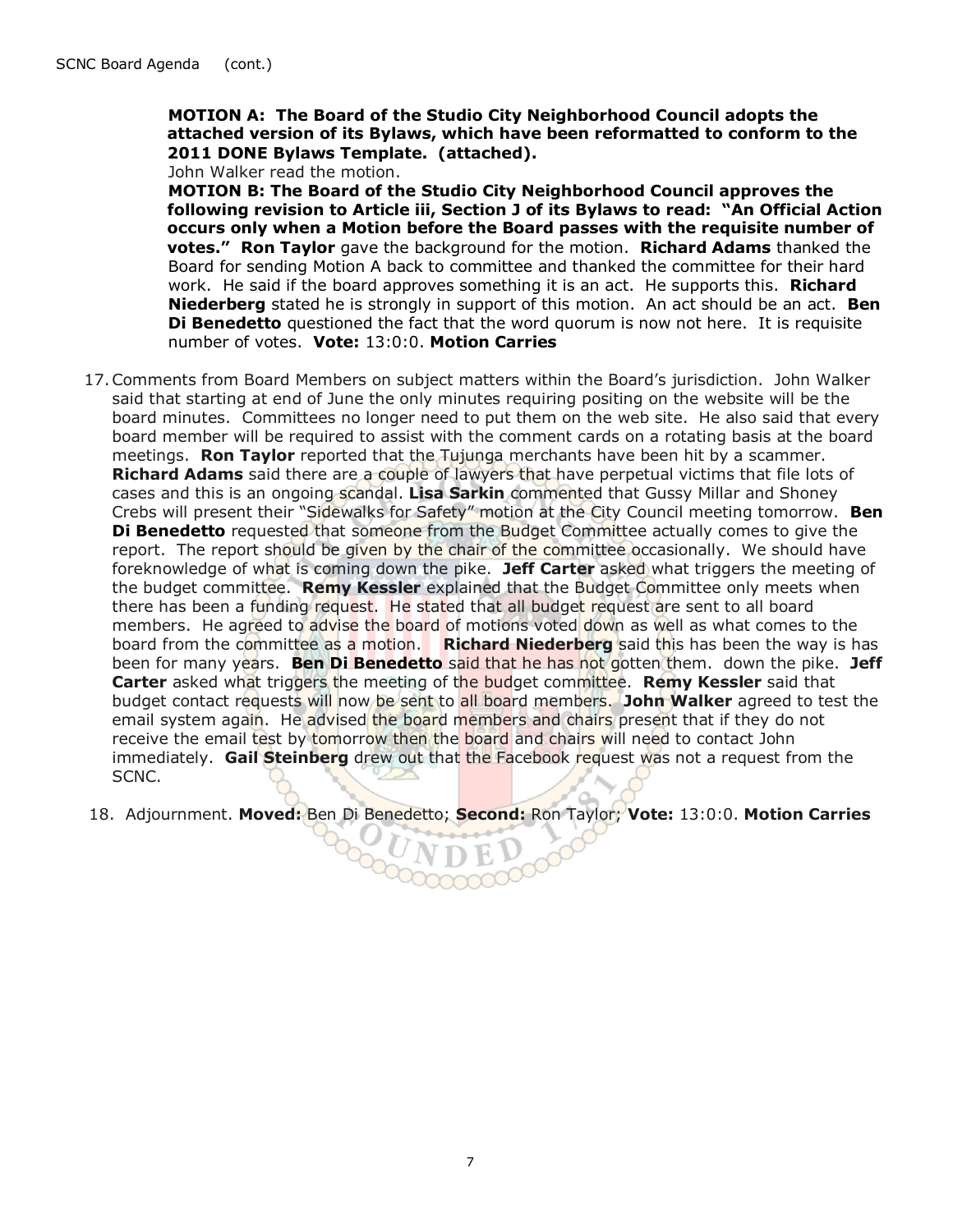**MOTION A: The Board of the Studio City Neighborhood Council adopts the attached version of its Bylaws, which have been reformatted to conform to the 2011 DONE Bylaws Template. (attached).**
John Walker read the motion.
**MOTION B: The Board of the Studio City Neighborhood Council approves the following revision to Article iii, Section J of its Bylaws to read: "An Official Action occurs only when a Motion before the Board passes with the requisite number of votes." Ron Taylor** gave the background for the motion. **Richard Adams** thanked the Board for sending Motion A back to committee and thanked the committee for their hard work. He said if the board approves something it is an act. He supports this. **Richard Niederberg** stated he is strongly in support of this motion. An act should be an act. **Ben Di Benedetto** questioned the fact that the word quorum is now not here. It is requisite number of votes. **Vote:** 13:0:0. **Motion Carries**

17. Comments from Board Members on subject matters within the Board's jurisdiction. John Walker said that starting at end of June the only minutes requiring positing on the website will be the board minutes. Committees no longer need to put them on the web site. He also said that every board member will be required to assist with the comment cards on a rotating basis at the board meetings. **Ron Taylor** reported that the Tujunga merchants have been hit by a scammer. **Richard Adams** said there are a couple of lawyers that have perpetual victims that file lots of cases and this is an ongoing scandal. **Lisa Sarkin** commented that Gussy Millar and Shoney Crebs will present their "Sidewalks for Safety" motion at the City Council meeting tomorrow. **Ben Di Benedetto** requested that someone from the Budget Committee actually comes to give the report. The report should be given by the chair of the committee occasionally. We should have foreknowledge of what is coming down the pike. **Jeff Carter** asked what triggers the meeting of the budget committee. **Remy Kessler** explained that the Budget Committee only meets when there has been a funding request. He stated that all budget request are sent to all board members. He agreed to advise the board of motions voted down as well as what comes to the board from the committee as a motion. **Richard Niederberg** said this has been the way is has been for many years. **Ben Di Benedetto** said that he has not gotten them. down the pike. **Jeff Carter** asked what triggers the meeting of the budget committee. **Remy Kessler** said that budget contact requests will now be sent to all board members. **John Walker** agreed to test the email system again. He advised the board members and chairs present that if they do not receive the email test by tomorrow then the board and chairs will need to contact John immediately. **Gail Steinberg** drew out that the Facebook request was not a request from the SCNC.

18. Adjournment. **Moved:** Ben Di Benedetto; **Second:** Ron Taylor; **Vote:** 13:0:0. **Motion Carries**